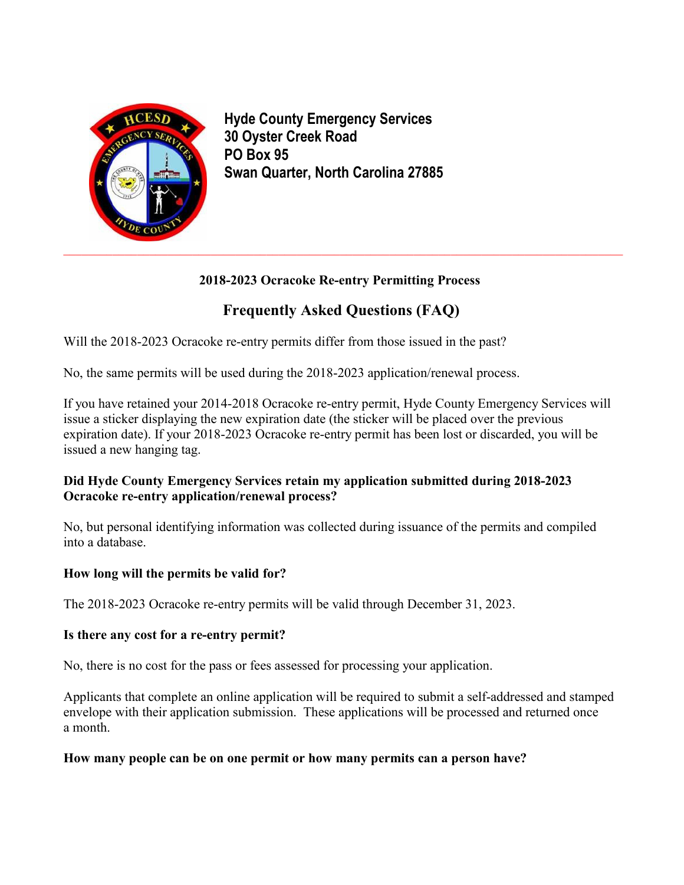**Hyde County Emergency Services**
**30 Oyster Creek Road**
**PO Box 95**
**Swan Quarter, North Carolina 27885**

---

### 2018-2023 Ocracoke Re-entry Permitting Process

## Frequently Asked Questions (FAQ)

Will the 2018-2023 Ocracoke re-entry permits differ from those issued in the past?

No, the same permits will be used during the 2018-2023 application/renewal process.

If you have retained your 2014-2018 Ocracoke re-entry permit, Hyde County Emergency Services will issue a sticker displaying the new expiration date (the sticker will be placed over the previous expiration date). If your 2018-2023 Ocracoke re-entry permit has been lost or discarded, you will be issued a new hanging tag.

**Did Hyde County Emergency Services retain my application submitted during 2018-2023 Ocracoke re-entry application/renewal process?**

No, but personal identifying information was collected during issuance of the permits and compiled into a database.

**How long will the permits be valid for?**

The 2018-2023 Ocracoke re-entry permits will be valid through December 31, 2023.

**Is there any cost for a re-entry permit?**

No, there is no cost for the pass or fees assessed for processing your application.

Applicants that complete an online application will be required to submit a self-addressed and stamped envelope with their application submission. These applications will be processed and returned once a month.

**How many people can be on one permit or how many permits can a person have?**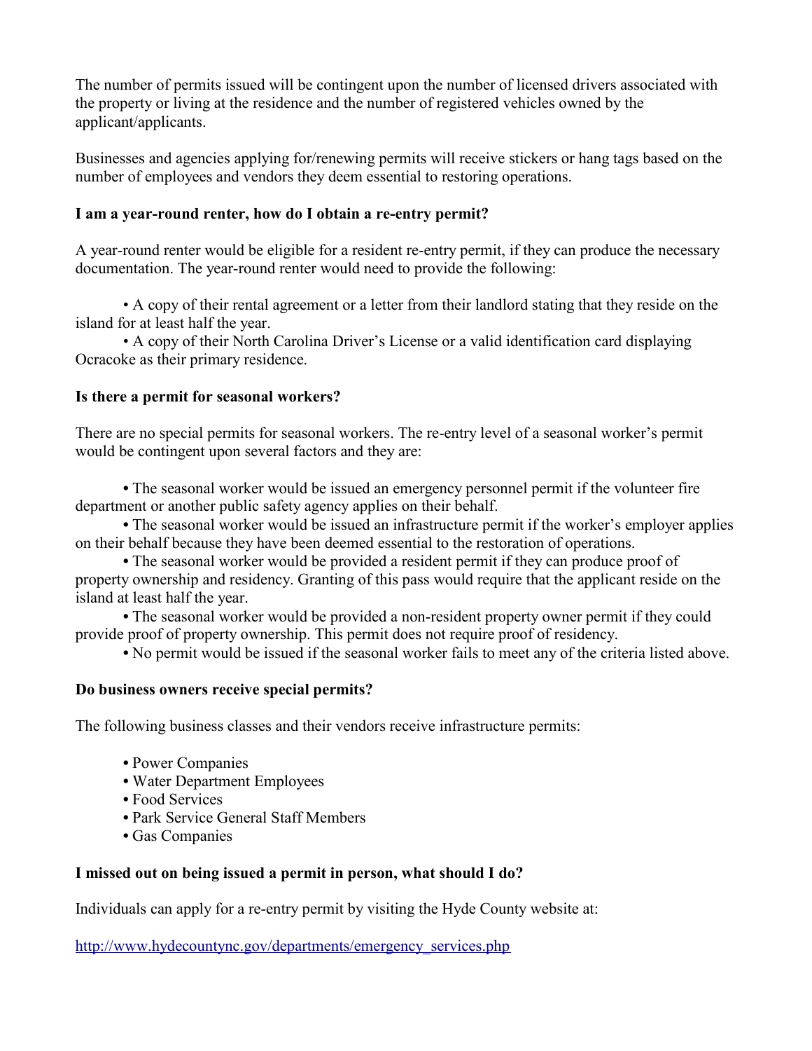The number of permits issued will be contingent upon the number of licensed drivers associated with the property or living at the residence and the number of registered vehicles owned by the applicant/applicants.

Businesses and agencies applying for/renewing permits will receive stickers or hang tags based on the number of employees and vendors they deem essential to restoring operations.

**I am a year-round renter, how do I obtain a re-entry permit?**

A year-round renter would be eligible for a resident re-entry permit, if they can produce the necessary documentation. The year-round renter would need to provide the following:

- A copy of their rental agreement or a letter from their landlord stating that they reside on the island for at least half the year.
- A copy of their North Carolina Driver's License or a valid identification card displaying Ocracoke as their primary residence.

**Is there a permit for seasonal workers?**

There are no special permits for seasonal workers. The re-entry level of a seasonal worker's permit would be contingent upon several factors and they are:

- The seasonal worker would be issued an emergency personnel permit if the volunteer fire department or another public safety agency applies on their behalf.
- The seasonal worker would be issued an infrastructure permit if the worker's employer applies on their behalf because they have been deemed essential to the restoration of operations.
- The seasonal worker would be provided a resident permit if they can produce proof of property ownership and residency. Granting of this pass would require that the applicant reside on the island at least half the year.
- The seasonal worker would be provided a non-resident property owner permit if they could provide proof of property ownership. This permit does not require proof of residency.
- No permit would be issued if the seasonal worker fails to meet any of the criteria listed above.

**Do business owners receive special permits?**

The following business classes and their vendors receive infrastructure permits:

- Power Companies
- Water Department Employees
- Food Services
- Park Service General Staff Members
- Gas Companies

**I missed out on being issued a permit in person, what should I do?**

Individuals can apply for a re-entry permit by visiting the Hyde County website at:

[http://www.hydecountync.gov/departments/emergency_services.php](http://www.hydecountync.gov/departments/emergency_services.php)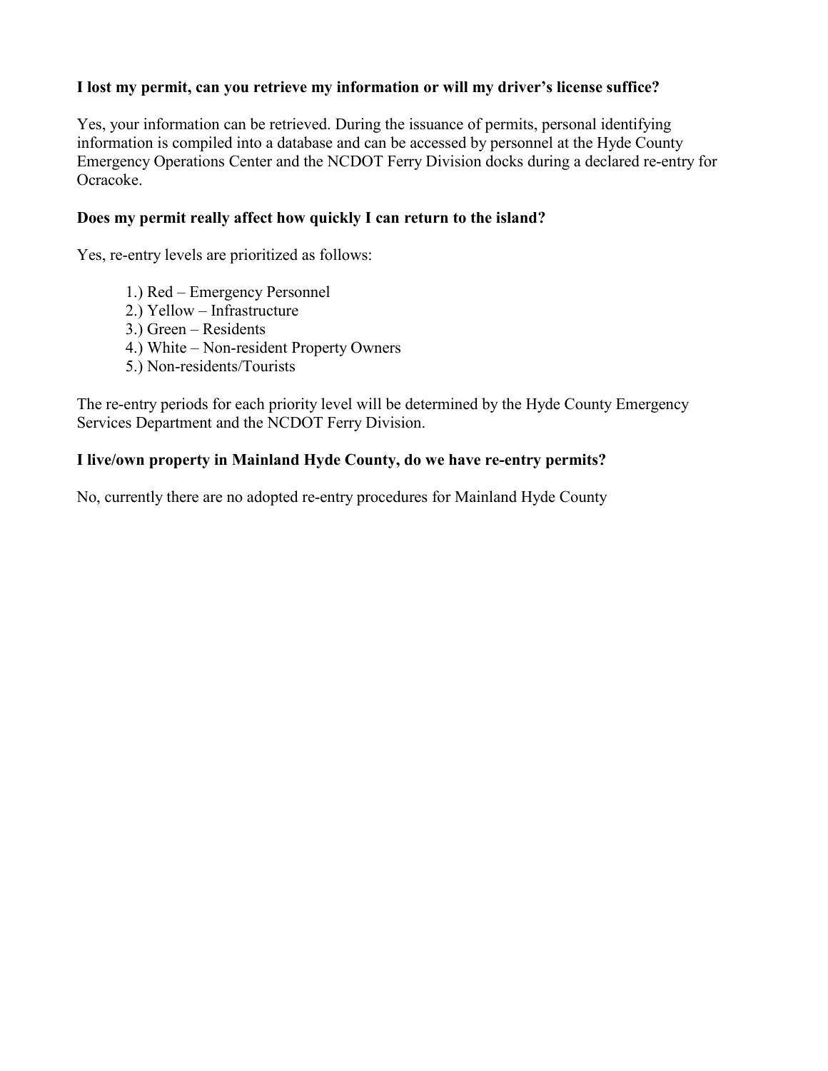**I lost my permit, can you retrieve my information or will my driver's license suffice?**

Yes, your information can be retrieved. During the issuance of permits, personal identifying information is compiled into a database and can be accessed by personnel at the Hyde County Emergency Operations Center and the NCDOT Ferry Division docks during a declared re-entry for Ocracoke.

**Does my permit really affect how quickly I can return to the island?**

Yes, re-entry levels are prioritized as follows:

1.) Red – Emergency Personnel
2.) Yellow – Infrastructure
3.) Green – Residents
4.) White – Non-resident Property Owners
5.) Non-residents/Tourists

The re-entry periods for each priority level will be determined by the Hyde County Emergency Services Department and the NCDOT Ferry Division.

**I live/own property in Mainland Hyde County, do we have re-entry permits?**

No, currently there are no adopted re-entry procedures for Mainland Hyde County